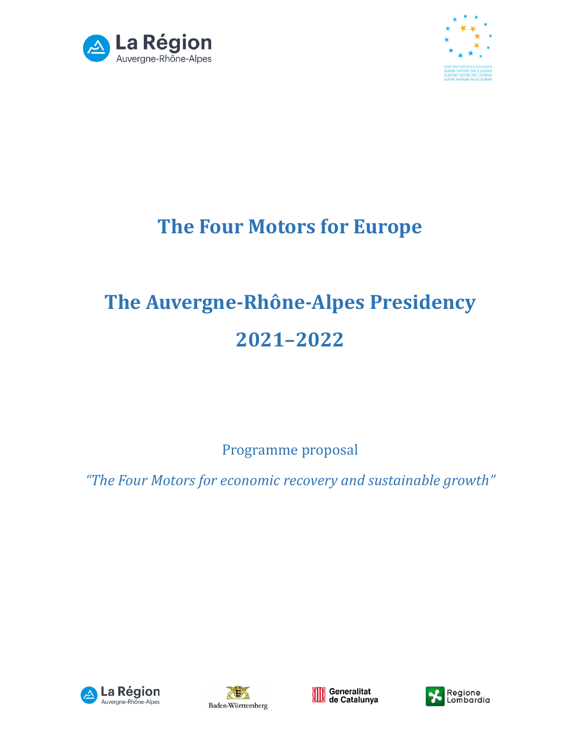# The Four Motors for Europe

# The Auvergne-Rhône-Alpes Presidency 2021–2022

Programme proposal

*"The Four Motors for economic recovery and sustainable growth"*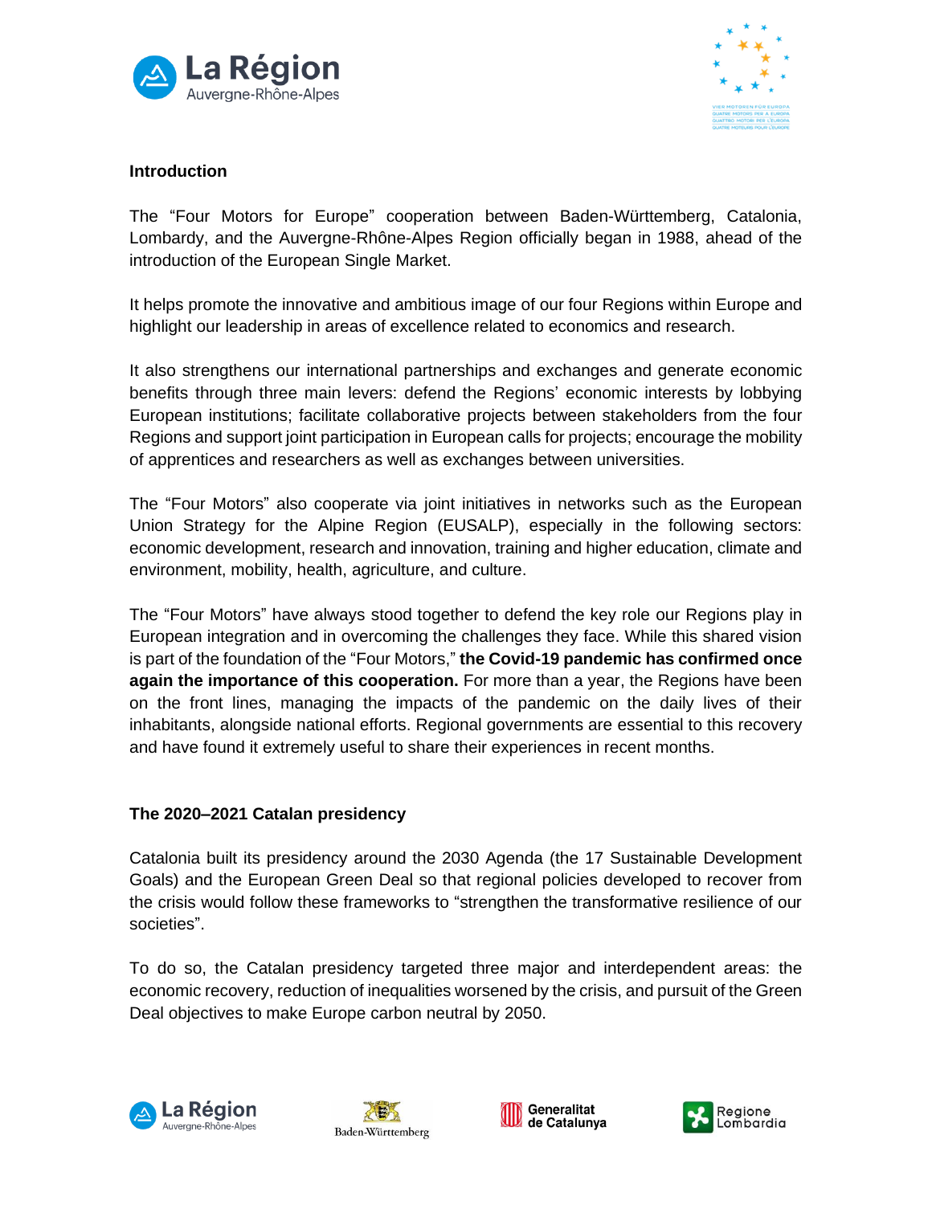## Introduction

The "Four Motors for Europe" cooperation between Baden-Württemberg, Catalonia, Lombardy, and the Auvergne-Rhône-Alpes Region officially began in 1988, ahead of the introduction of the European Single Market.

It helps promote the innovative and ambitious image of our four Regions within Europe and highlight our leadership in areas of excellence related to economics and research.

It also strengthens our international partnerships and exchanges and generate economic benefits through three main levers: defend the Regions' economic interests by lobbying European institutions; facilitate collaborative projects between stakeholders from the four Regions and support joint participation in European calls for projects; encourage the mobility of apprentices and researchers as well as exchanges between universities.

The "Four Motors" also cooperate via joint initiatives in networks such as the European Union Strategy for the Alpine Region (EUSALP), especially in the following sectors: economic development, research and innovation, training and higher education, climate and environment, mobility, health, agriculture, and culture.

The "Four Motors" have always stood together to defend the key role our Regions play in European integration and in overcoming the challenges they face. While this shared vision is part of the foundation of the "Four Motors," **the Covid-19 pandemic has confirmed once again the importance of this cooperation.** For more than a year, the Regions have been on the front lines, managing the impacts of the pandemic on the daily lives of their inhabitants, alongside national efforts. Regional governments are essential to this recovery and have found it extremely useful to share their experiences in recent months.

## The 2020–2021 Catalan presidency

Catalonia built its presidency around the 2030 Agenda (the 17 Sustainable Development Goals) and the European Green Deal so that regional policies developed to recover from the crisis would follow these frameworks to "strengthen the transformative resilience of our societies".

To do so, the Catalan presidency targeted three major and interdependent areas: the economic recovery, reduction of inequalities worsened by the crisis, and pursuit of the Green Deal objectives to make Europe carbon neutral by 2050.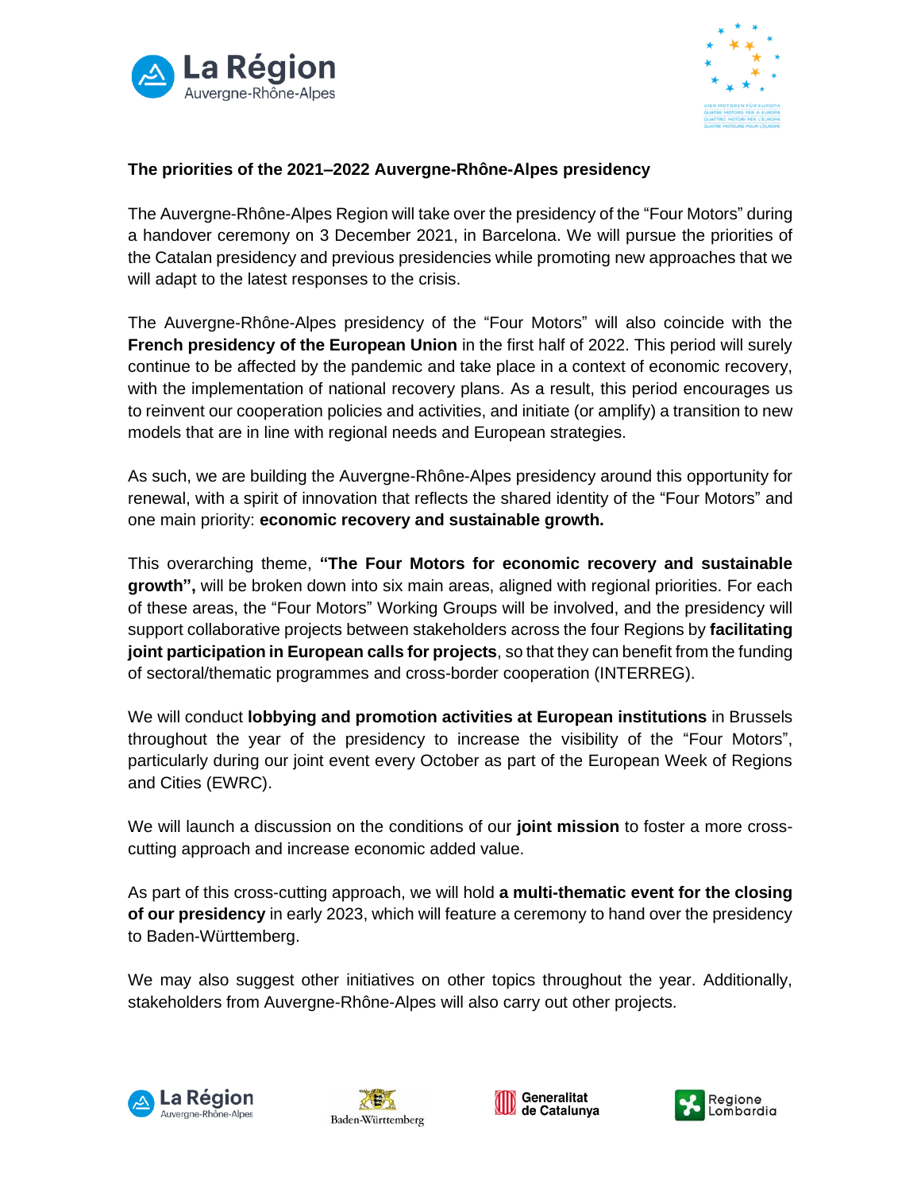**The priorities of the 2021–2022 Auvergne-Rhône-Alpes presidency**

The Auvergne-Rhône-Alpes Region will take over the presidency of the “Four Motors” during a handover ceremony on 3 December 2021, in Barcelona. We will pursue the priorities of the Catalan presidency and previous presidencies while promoting new approaches that we will adapt to the latest responses to the crisis.

The Auvergne-Rhône-Alpes presidency of the “Four Motors” will also coincide with the **French presidency of the European Union** in the first half of 2022. This period will surely continue to be affected by the pandemic and take place in a context of economic recovery, with the implementation of national recovery plans. As a result, this period encourages us to reinvent our cooperation policies and activities, and initiate (or amplify) a transition to new models that are in line with regional needs and European strategies.

As such, we are building the Auvergne-Rhône-Alpes presidency around this opportunity for renewal, with a spirit of innovation that reflects the shared identity of the “Four Motors” and one main priority: **economic recovery and sustainable growth.**

This overarching theme, **“The Four Motors for economic recovery and sustainable growth”,** will be broken down into six main areas, aligned with regional priorities. For each of these areas, the “Four Motors” Working Groups will be involved, and the presidency will support collaborative projects between stakeholders across the four Regions by **facilitating joint participation in European calls for projects**, so that they can benefit from the funding of sectoral/thematic programmes and cross-border cooperation (INTERREG).

We will conduct **lobbying and promotion activities at European institutions** in Brussels throughout the year of the presidency to increase the visibility of the “Four Motors”, particularly during our joint event every October as part of the European Week of Regions and Cities (EWRC).

We will launch a discussion on the conditions of our **joint mission** to foster a more cross-cutting approach and increase economic added value.

As part of this cross-cutting approach, we will hold **a multi-thematic event for the closing of our presidency** in early 2023, which will feature a ceremony to hand over the presidency to Baden-Württemberg.

We may also suggest other initiatives on other topics throughout the year. Additionally, stakeholders from Auvergne-Rhône-Alpes will also carry out other projects.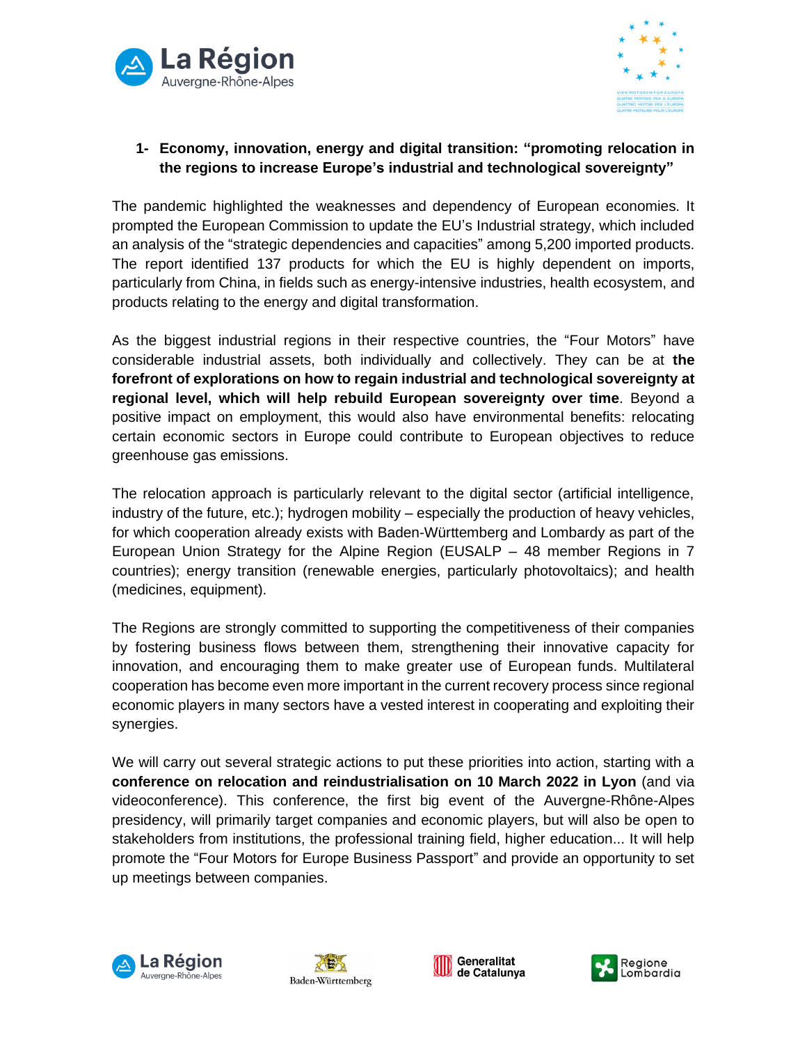## 1- Economy, innovation, energy and digital transition: "promoting relocation in the regions to increase Europe's industrial and technological sovereignty"

The pandemic highlighted the weaknesses and dependency of European economies. It prompted the European Commission to update the EU's Industrial strategy, which included an analysis of the "strategic dependencies and capacities" among 5,200 imported products. The report identified 137 products for which the EU is highly dependent on imports, particularly from China, in fields such as energy-intensive industries, health ecosystem, and products relating to the energy and digital transformation.

As the biggest industrial regions in their respective countries, the "Four Motors" have considerable industrial assets, both individually and collectively. They can be at **the forefront of explorations on how to regain industrial and technological sovereignty at regional level, which will help rebuild European sovereignty over time**. Beyond a positive impact on employment, this would also have environmental benefits: relocating certain economic sectors in Europe could contribute to European objectives to reduce greenhouse gas emissions.

The relocation approach is particularly relevant to the digital sector (artificial intelligence, industry of the future, etc.); hydrogen mobility – especially the production of heavy vehicles, for which cooperation already exists with Baden-Württemberg and Lombardy as part of the European Union Strategy for the Alpine Region (EUSALP – 48 member Regions in 7 countries); energy transition (renewable energies, particularly photovoltaics); and health (medicines, equipment).

The Regions are strongly committed to supporting the competitiveness of their companies by fostering business flows between them, strengthening their innovative capacity for innovation, and encouraging them to make greater use of European funds. Multilateral cooperation has become even more important in the current recovery process since regional economic players in many sectors have a vested interest in cooperating and exploiting their synergies.

We will carry out several strategic actions to put these priorities into action, starting with a **conference on relocation and reindustrialisation on 10 March 2022 in Lyon** (and via videoconference). This conference, the first big event of the Auvergne-Rhône-Alpes presidency, will primarily target companies and economic players, but will also be open to stakeholders from institutions, the professional training field, higher education... It will help promote the "Four Motors for Europe Business Passport" and provide an opportunity to set up meetings between companies.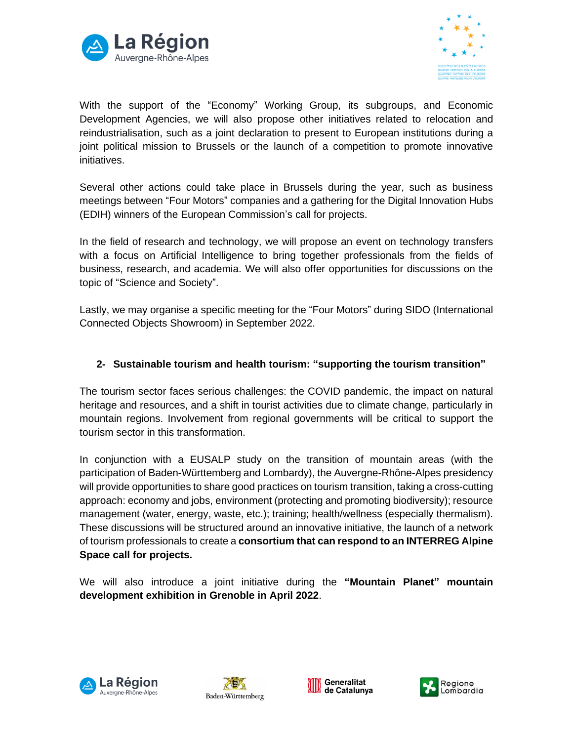With the support of the "Economy" Working Group, its subgroups, and Economic Development Agencies, we will also propose other initiatives related to relocation and reindustrialisation, such as a joint declaration to present to European institutions during a joint political mission to Brussels or the launch of a competition to promote innovative initiatives.

Several other actions could take place in Brussels during the year, such as business meetings between "Four Motors" companies and a gathering for the Digital Innovation Hubs (EDIH) winners of the European Commission's call for projects.

In the field of research and technology, we will propose an event on technology transfers with a focus on Artificial Intelligence to bring together professionals from the fields of business, research, and academia. We will also offer opportunities for discussions on the topic of "Science and Society".

Lastly, we may organise a specific meeting for the "Four Motors" during SIDO (International Connected Objects Showroom) in September 2022.

## 2- Sustainable tourism and health tourism: "supporting the tourism transition"

The tourism sector faces serious challenges: the COVID pandemic, the impact on natural heritage and resources, and a shift in tourist activities due to climate change, particularly in mountain regions. Involvement from regional governments will be critical to support the tourism sector in this transformation.

In conjunction with a EUSALP study on the transition of mountain areas (with the participation of Baden-Württemberg and Lombardy), the Auvergne-Rhône-Alpes presidency will provide opportunities to share good practices on tourism transition, taking a cross-cutting approach: economy and jobs, environment (protecting and promoting biodiversity); resource management (water, energy, waste, etc.); training; health/wellness (especially thermalism). These discussions will be structured around an innovative initiative, the launch of a network of tourism professionals to create a **consortium that can respond to an INTERREG Alpine Space call for projects.**

We will also introduce a joint initiative during the **"Mountain Planet" mountain development exhibition in Grenoble in April 2022**.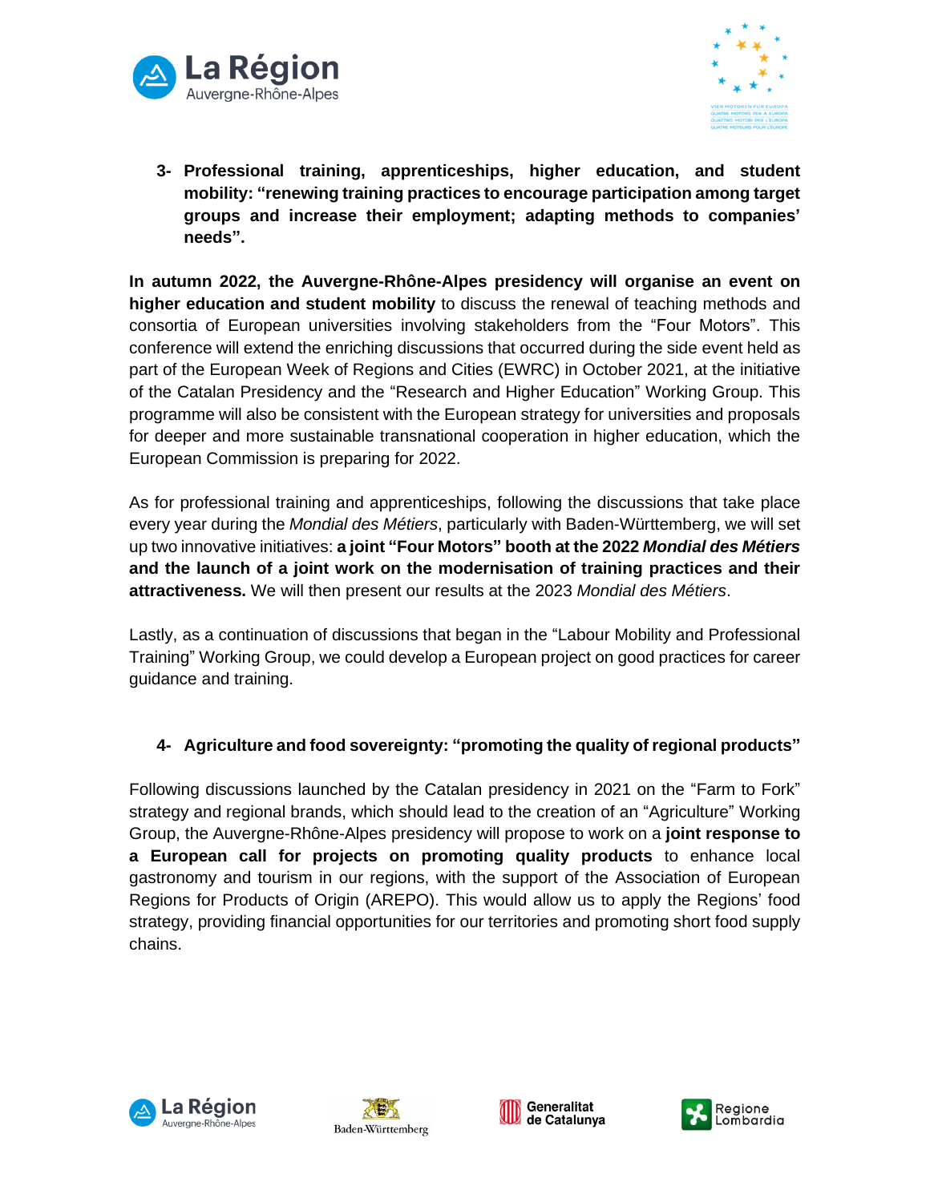3- **Professional training, apprenticeships, higher education, and student mobility: "renewing training practices to encourage participation among target groups and increase their employment; adapting methods to companies' needs".**

**In autumn 2022, the Auvergne-Rhône-Alpes presidency will organise an event on higher education and student mobility** to discuss the renewal of teaching methods and consortia of European universities involving stakeholders from the "Four Motors". This conference will extend the enriching discussions that occurred during the side event held as part of the European Week of Regions and Cities (EWRC) in October 2021, at the initiative of the Catalan Presidency and the "Research and Higher Education" Working Group. This programme will also be consistent with the European strategy for universities and proposals for deeper and more sustainable transnational cooperation in higher education, which the European Commission is preparing for 2022.

As for professional training and apprenticeships, following the discussions that take place every year during the *Mondial des Métiers*, particularly with Baden-Württemberg, we will set up two innovative initiatives: **a joint "Four Motors" booth at the 2022 *Mondial des Métiers* and the launch of a joint work on the modernisation of training practices and their attractiveness.** We will then present our results at the 2023 *Mondial des Métiers*.

Lastly, as a continuation of discussions that began in the "Labour Mobility and Professional Training" Working Group, we could develop a European project on good practices for career guidance and training.

4- **Agriculture and food sovereignty: "promoting the quality of regional products"**

Following discussions launched by the Catalan presidency in 2021 on the "Farm to Fork" strategy and regional brands, which should lead to the creation of an "Agriculture" Working Group, the Auvergne-Rhône-Alpes presidency will propose to work on a **joint response to a European call for projects on promoting quality products** to enhance local gastronomy and tourism in our regions, with the support of the Association of European Regions for Products of Origin (AREPO). This would allow us to apply the Regions' food strategy, providing financial opportunities for our territories and promoting short food supply chains.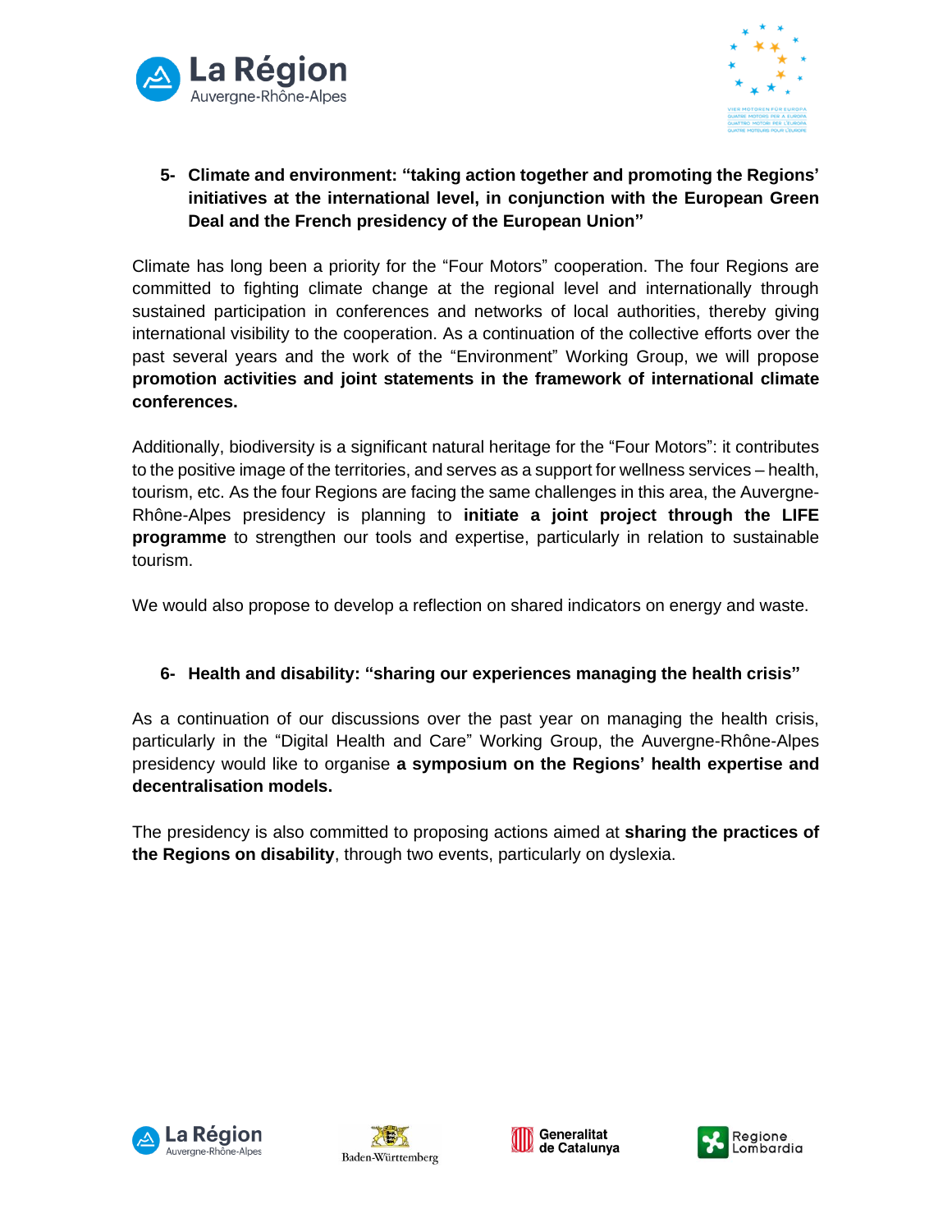**5- Climate and environment: "taking action together and promoting the Regions' initiatives at the international level, in conjunction with the European Green Deal and the French presidency of the European Union"**

Climate has long been a priority for the "Four Motors" cooperation. The four Regions are committed to fighting climate change at the regional level and internationally through sustained participation in conferences and networks of local authorities, thereby giving international visibility to the cooperation. As a continuation of the collective efforts over the past several years and the work of the "Environment" Working Group, we will propose **promotion activities and joint statements in the framework of international climate conferences.**

Additionally, biodiversity is a significant natural heritage for the "Four Motors": it contributes to the positive image of the territories, and serves as a support for wellness services – health, tourism, etc. As the four Regions are facing the same challenges in this area, the Auvergne-Rhône-Alpes presidency is planning to **initiate a joint project through the LIFE programme** to strengthen our tools and expertise, particularly in relation to sustainable tourism.

We would also propose to develop a reflection on shared indicators on energy and waste.

**6- Health and disability: "sharing our experiences managing the health crisis"**

As a continuation of our discussions over the past year on managing the health crisis, particularly in the "Digital Health and Care" Working Group, the Auvergne-Rhône-Alpes presidency would like to organise **a symposium on the Regions' health expertise and decentralisation models.**

The presidency is also committed to proposing actions aimed at **sharing the practices of the Regions on disability**, through two events, particularly on dyslexia.